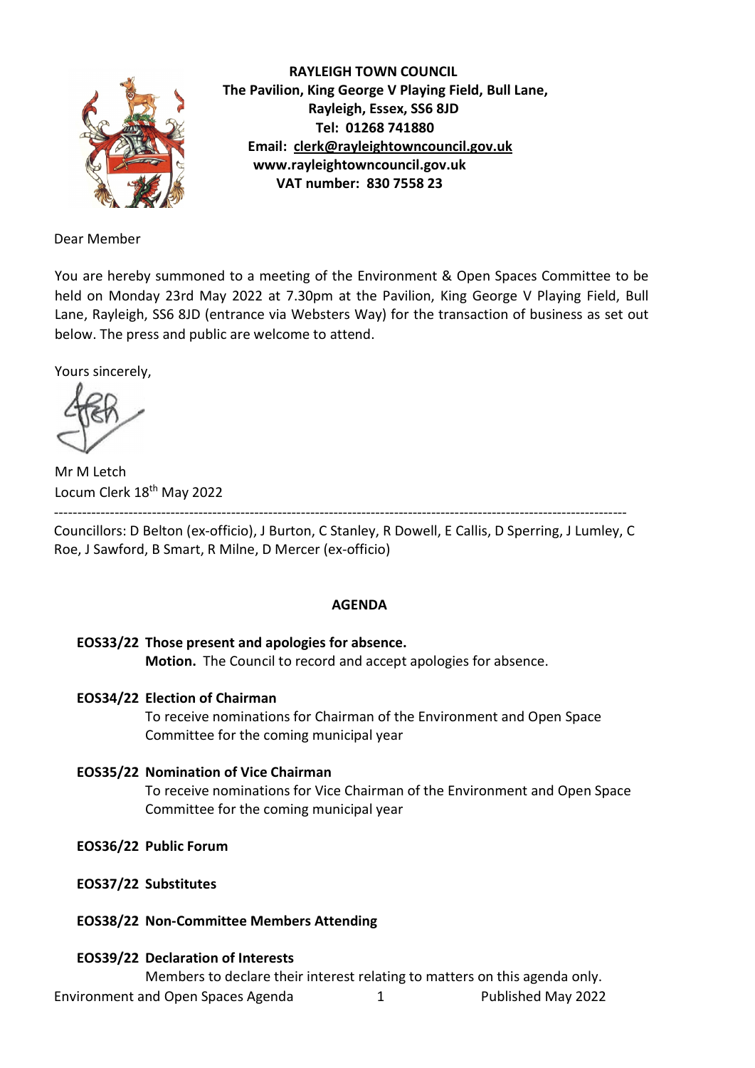**RAYLEIGH TOWN COUNCIL**
**The Pavilion, King George V Playing Field, Bull Lane,**
**Rayleigh, Essex, SS6 8JD**
**Tel: 01268 741880**
**Email: clerk@rayleightowncouncil.gov.uk**
**www.rayleightowncouncil.gov.uk**
**VAT number: 830 7558 23**

Dear Member

You are hereby summoned to a meeting of the Environment & Open Spaces Committee to be held on Monday 23rd May 2022 at 7.30pm at the Pavilion, King George V Playing Field, Bull Lane, Rayleigh, SS6 8JD (entrance via Websters Way) for the transaction of business as set out below. The press and public are welcome to attend.

Yours sincerely,

Mr M Letch
Locum Clerk 18th May 2022

---

Councillors: D Belton (ex-officio), J Burton, C Stanley, R Dowell, E Callis, D Sperring, J Lumley, C Roe, J Sawford, B Smart, R Milne, D Mercer (ex-officio)

## AGENDA

**EOS33/22 Those present and apologies for absence.**
**Motion.** The Council to record and accept apologies for absence.

**EOS34/22 Election of Chairman**
To receive nominations for Chairman of the Environment and Open Space Committee for the coming municipal year

**EOS35/22 Nomination of Vice Chairman**
To receive nominations for Vice Chairman of the Environment and Open Space Committee for the coming municipal year

**EOS36/22 Public Forum**

**EOS37/22 Substitutes**

**EOS38/22 Non-Committee Members Attending**

**EOS39/22 Declaration of Interests**
Members to declare their interest relating to matters on this agenda only.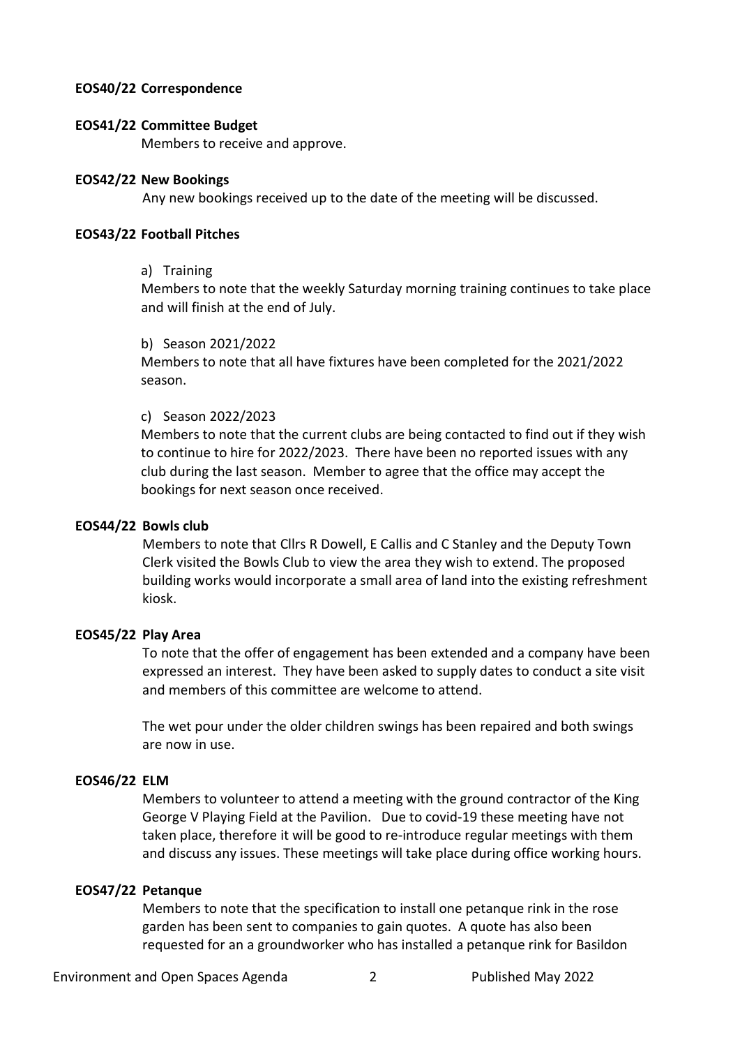**EOS40/22 Correspondence**

**EOS41/22 Committee Budget**

Members to receive and approve.

**EOS42/22 New Bookings**

Any new bookings received up to the date of the meeting will be discussed.

**EOS43/22 Football Pitches**

a) Training

Members to note that the weekly Saturday morning training continues to take place and will finish at the end of July.

b) Season 2021/2022

Members to note that all have fixtures have been completed for the 2021/2022 season.

c) Season 2022/2023

Members to note that the current clubs are being contacted to find out if they wish to continue to hire for 2022/2023. There have been no reported issues with any club during the last season. Member to agree that the office may accept the bookings for next season once received.

**EOS44/22 Bowls club**

Members to note that Cllrs R Dowell, E Callis and C Stanley and the Deputy Town Clerk visited the Bowls Club to view the area they wish to extend. The proposed building works would incorporate a small area of land into the existing refreshment kiosk.

**EOS45/22 Play Area**

To note that the offer of engagement has been extended and a company have been expressed an interest. They have been asked to supply dates to conduct a site visit and members of this committee are welcome to attend.

The wet pour under the older children swings has been repaired and both swings are now in use.

**EOS46/22 ELM**

Members to volunteer to attend a meeting with the ground contractor of the King George V Playing Field at the Pavilion. Due to covid-19 these meeting have not taken place, therefore it will be good to re-introduce regular meetings with them and discuss any issues. These meetings will take place during office working hours.

**EOS47/22 Petanque**

Members to note that the specification to install one petanque rink in the rose garden has been sent to companies to gain quotes. A quote has also been requested for an a groundworker who has installed a petanque rink for Basildon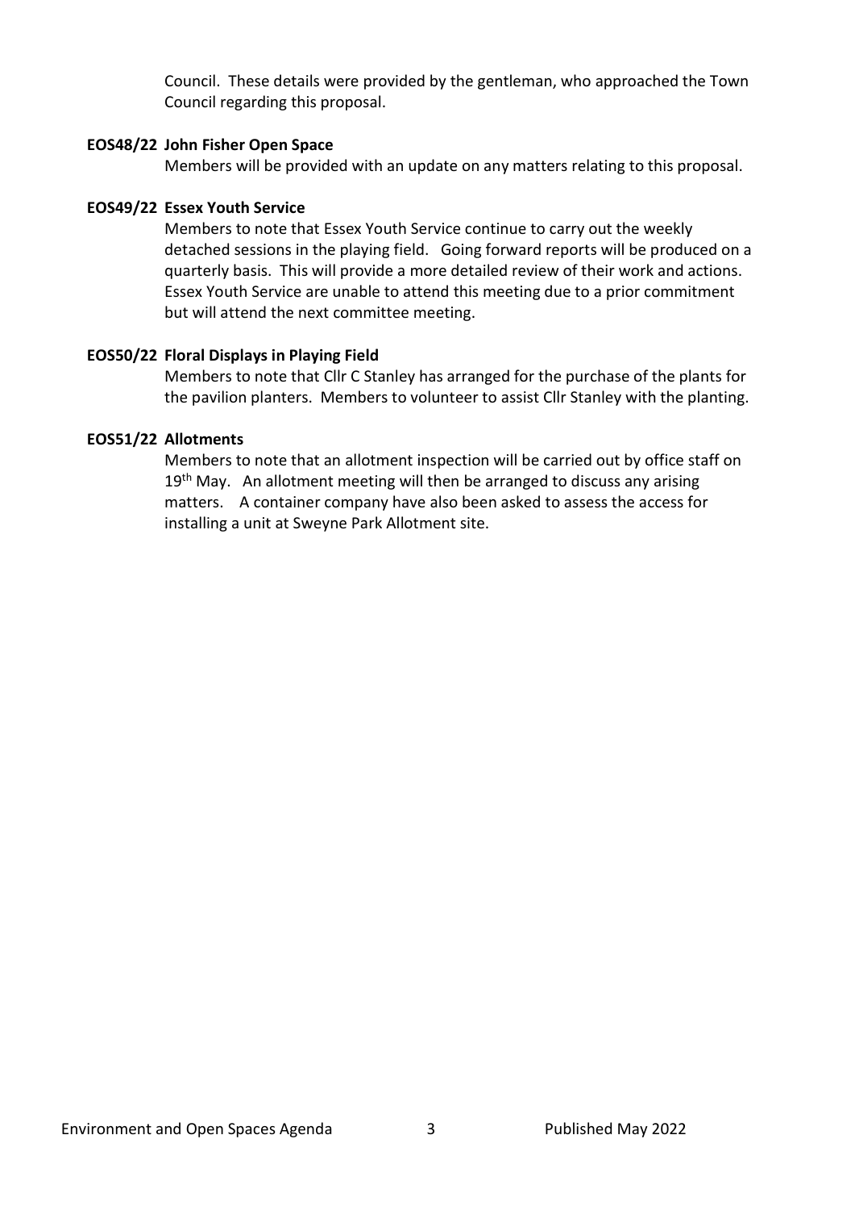Council. These details were provided by the gentleman, who approached the Town Council regarding this proposal.

**EOS48/22 John Fisher Open Space**

Members will be provided with an update on any matters relating to this proposal.

**EOS49/22 Essex Youth Service**

Members to note that Essex Youth Service continue to carry out the weekly detached sessions in the playing field. Going forward reports will be produced on a quarterly basis. This will provide a more detailed review of their work and actions. Essex Youth Service are unable to attend this meeting due to a prior commitment but will attend the next committee meeting.

**EOS50/22 Floral Displays in Playing Field**

Members to note that Cllr C Stanley has arranged for the purchase of the plants for the pavilion planters. Members to volunteer to assist Cllr Stanley with the planting.

**EOS51/22 Allotments**

Members to note that an allotment inspection will be carried out by office staff on 19th May. An allotment meeting will then be arranged to discuss any arising matters. A container company have also been asked to assess the access for installing a unit at Sweyne Park Allotment site.